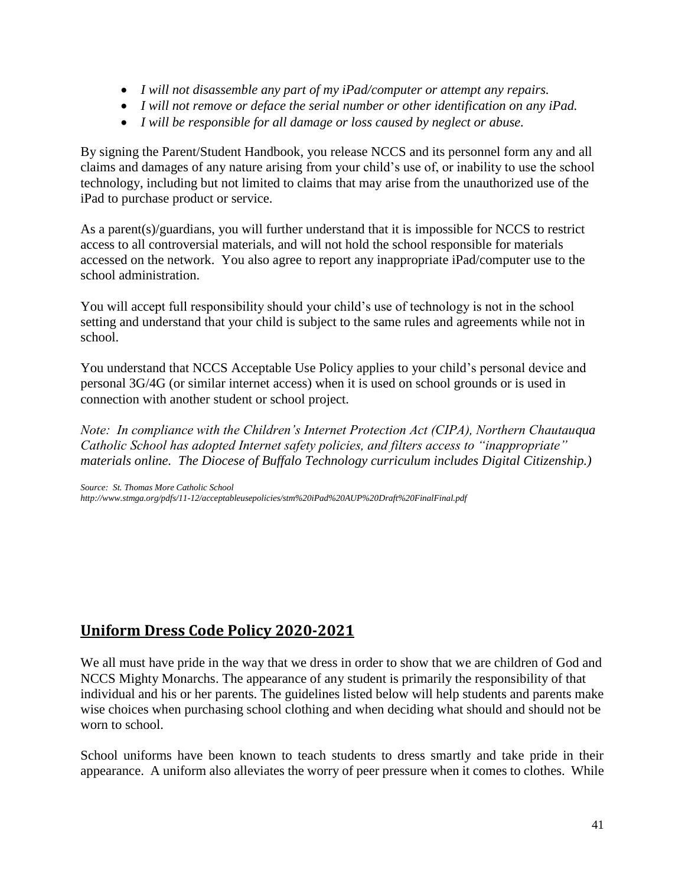- *I will not disassemble any part of my iPad/computer or attempt any repairs.*
- *I will not remove or deface the serial number or other identification on any iPad.*
- *I will be responsible for all damage or loss caused by neglect or abuse.*

By signing the Parent/Student Handbook, you release NCCS and its personnel form any and all claims and damages of any nature arising from your child's use of, or inability to use the school technology, including but not limited to claims that may arise from the unauthorized use of the iPad to purchase product or service.

As a parent(s)/guardians, you will further understand that it is impossible for NCCS to restrict access to all controversial materials, and will not hold the school responsible for materials accessed on the network. You also agree to report any inappropriate iPad/computer use to the school administration.

You will accept full responsibility should your child's use of technology is not in the school setting and understand that your child is subject to the same rules and agreements while not in school.

You understand that NCCS Acceptable Use Policy applies to your child's personal device and personal 3G/4G (or similar internet access) when it is used on school grounds or is used in connection with another student or school project.

*Note: In compliance with the Children's Internet Protection Act (CIPA), Northern Chautauqua Catholic School has adopted Internet safety policies, and filters access to "inappropriate" materials online. The Diocese of Buffalo Technology curriculum includes Digital Citizenship.)*

*Source: St. Thomas More Catholic School*
*http://www.stmga.org/pdfs/11-12/acceptableusepolicies/stm%20iPad%20AUP%20Draft%20FinalFinal.pdf*

## Uniform Dress Code Policy 2020-2021

We all must have pride in the way that we dress in order to show that we are children of God and NCCS Mighty Monarchs. The appearance of any student is primarily the responsibility of that individual and his or her parents. The guidelines listed below will help students and parents make wise choices when purchasing school clothing and when deciding what should and should not be worn to school.

School uniforms have been known to teach students to dress smartly and take pride in their appearance. A uniform also alleviates the worry of peer pressure when it comes to clothes. While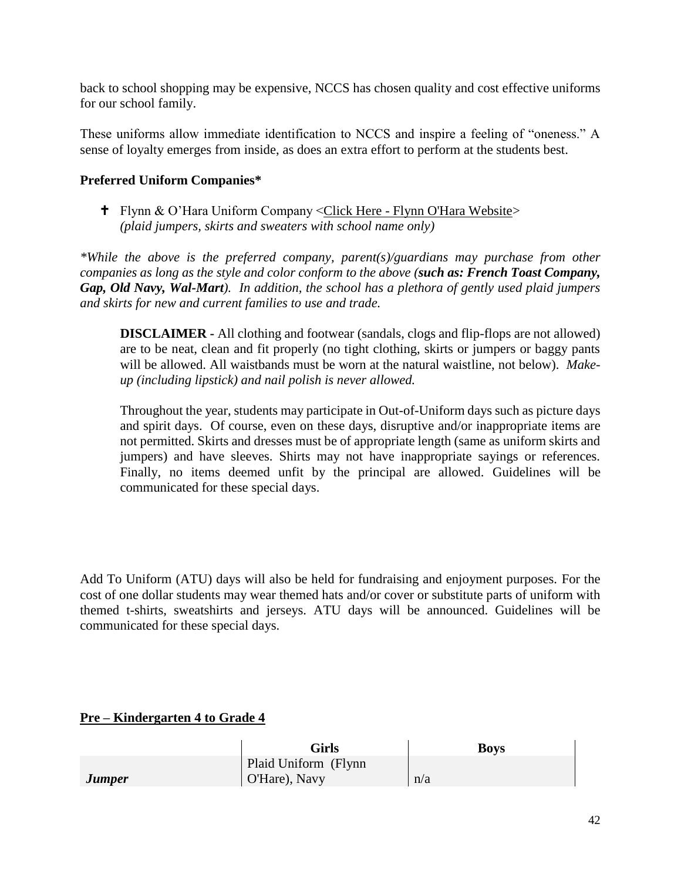back to school shopping may be expensive, NCCS has chosen quality and cost effective uniforms for our school family.

These uniforms allow immediate identification to NCCS and inspire a feeling of "oneness." A sense of loyalty emerges from inside, as does an extra effort to perform at the students best.

**Preferred Uniform Companies***

- ✝ Flynn & O'Hara Uniform Company <Click Here - Flynn O'Hara Website>
  *(plaid jumpers, skirts and sweaters with school name only)*

*\*While the above is the preferred company, parent(s)/guardians may purchase from other companies as long as the style and color conform to the above (**such as: French Toast Company, Gap, Old Navy, Wal-Mart**). In addition, the school has a plethora of gently used plaid jumpers and skirts for new and current families to use and trade.*

> **DISCLAIMER -** All clothing and footwear (sandals, clogs and flip-flops are not allowed) are to be neat, clean and fit properly (no tight clothing, skirts or jumpers or baggy pants will be allowed. All waistbands must be worn at the natural waistline, not below). *Make-up (including lipstick) and nail polish is never allowed.*
>
> Throughout the year, students may participate in Out-of-Uniform days such as picture days and spirit days. Of course, even on these days, disruptive and/or inappropriate items are not permitted. Skirts and dresses must be of appropriate length (same as uniform skirts and jumpers) and have sleeves. Shirts may not have inappropriate sayings or references. Finally, no items deemed unfit by the principal are allowed. Guidelines will be communicated for these special days.

Add To Uniform (ATU) days will also be held for fundraising and enjoyment purposes. For the cost of one dollar students may wear themed hats and/or cover or substitute parts of uniform with themed t-shirts, sweatshirts and jerseys. ATU days will be announced. Guidelines will be communicated for these special days.

**<u>Pre – Kindergarten 4 to Grade 4</u>**

| | **Girls** | **Boys** |
|---|---|---|
| ***Jumper*** | Plaid Uniform (Flynn O'Hare), Navy | n/a |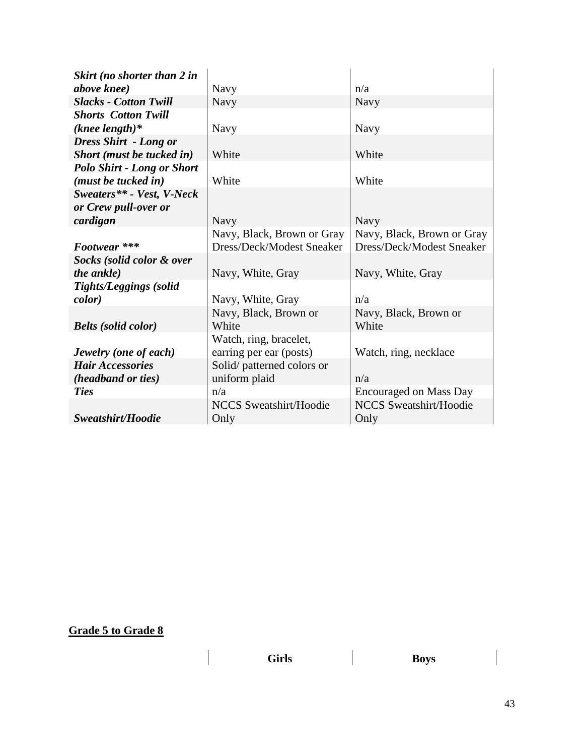| | | |
|---|---|---|
| ***Skirt (no shorter than 2 in above knee)*** | Navy | n/a |
| ***Slacks - Cotton Twill*** | Navy | Navy |
| ***Shorts Cotton Twill (knee length)**** | Navy | Navy |
| ***Dress Shirt - Long or Short (must be tucked in)*** | White | White |
| ***Polo Shirt - Long or Short (must be tucked in)*** | White | White |
| ***Sweaters** - Vest, V-Neck or Crew pull-over or cardigan*** | Navy | Navy |
| ***Footwear \*\*\**** | Navy, Black, Brown or Gray Dress/Deck/Modest Sneaker | Navy, Black, Brown or Gray Dress/Deck/Modest Sneaker |
| ***Socks (solid color & over the ankle)*** | Navy, White, Gray | Navy, White, Gray |
| ***Tights/Leggings (solid color)*** | Navy, White, Gray | n/a |
| ***Belts (solid color)*** | Navy, Black, Brown or White | Navy, Black, Brown or White |
| ***Jewelry (one of each)*** | Watch, ring, bracelet, earring per ear (posts) | Watch, ring, necklace |
| ***Hair Accessories (headband or ties)*** | Solid/ patterned colors or uniform plaid | n/a |
| ***Ties*** | n/a | Encouraged on Mass Day |
| ***Sweatshirt/Hoodie*** | NCCS Sweatshirt/Hoodie Only | NCCS Sweatshirt/Hoodie Only |

**Grade 5 to Grade 8**

| | **Girls** | **Boys** |
|---|---|---|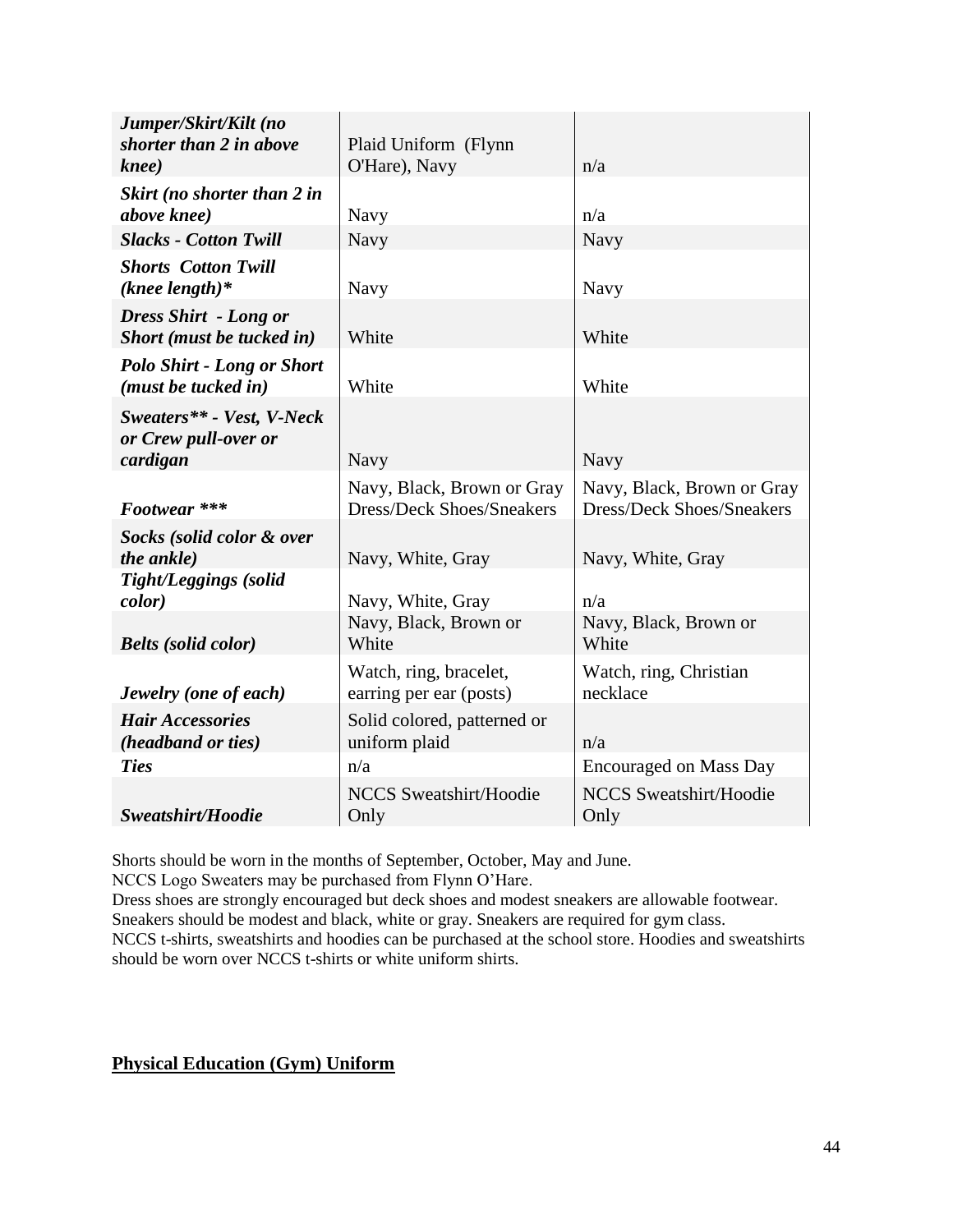| | | |
|---|---|---|
| ***Jumper/Skirt/Kilt (no shorter than 2 in above knee)*** | Plaid Uniform (Flynn O'Hare), Navy | n/a |
| ***Skirt (no shorter than 2 in above knee)*** | Navy | n/a |
| ***Slacks - Cotton Twill*** | Navy | Navy |
| ***Shorts Cotton Twill (knee length)**** | Navy | Navy |
| ***Dress Shirt - Long or Short (must be tucked in)*** | White | White |
| ***Polo Shirt - Long or Short (must be tucked in)*** | White | White |
| ***Sweaters** - Vest, V-Neck or Crew pull-over or cardigan*** | Navy | Navy |
| ***Footwear ****** | Navy, Black, Brown or Gray Dress/Deck Shoes/Sneakers | Navy, Black, Brown or Gray Dress/Deck Shoes/Sneakers |
| ***Socks (solid color & over the ankle)*** | Navy, White, Gray | Navy, White, Gray |
| ***Tight/Leggings (solid color)*** | Navy, White, Gray | n/a |
| ***Belts (solid color)*** | Navy, Black, Brown or White | Navy, Black, Brown or White |
| ***Jewelry (one of each)*** | Watch, ring, bracelet, earring per ear (posts) | Watch, ring, Christian necklace |
| ***Hair Accessories (headband or ties)*** | Solid colored, patterned or uniform plaid | n/a |
| ***Ties*** | n/a | Encouraged on Mass Day |
| ***Sweatshirt/Hoodie*** | NCCS Sweatshirt/Hoodie Only | NCCS Sweatshirt/Hoodie Only |

Shorts should be worn in the months of September, October, May and June.
NCCS Logo Sweaters may be purchased from Flynn O'Hare.
Dress shoes are strongly encouraged but deck shoes and modest sneakers are allowable footwear.
Sneakers should be modest and black, white or gray. Sneakers are required for gym class.
NCCS t-shirts, sweatshirts and hoodies can be purchased at the school store. Hoodies and sweatshirts should be worn over NCCS t-shirts or white uniform shirts.

**Physical Education (Gym) Uniform**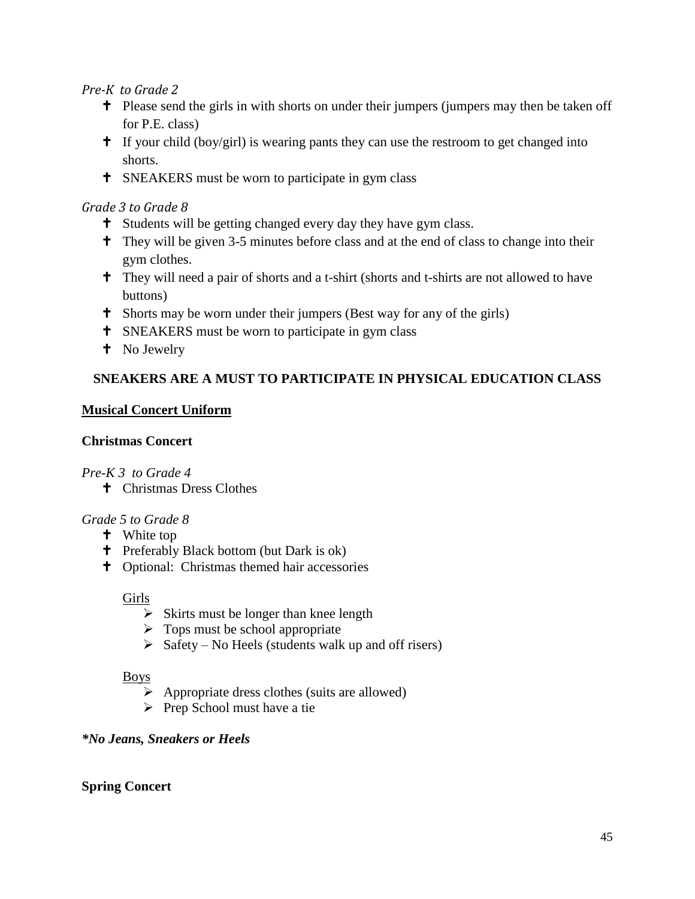*Pre-K to Grade 2*

- ✝ Please send the girls in with shorts on under their jumpers (jumpers may then be taken off for P.E. class)
- ✝ If your child (boy/girl) is wearing pants they can use the restroom to get changed into shorts.
- ✝ SNEAKERS must be worn to participate in gym class

*Grade 3 to Grade 8*

- ✝ Students will be getting changed every day they have gym class.
- ✝ They will be given 3-5 minutes before class and at the end of class to change into their gym clothes.
- ✝ They will need a pair of shorts and a t-shirt (shorts and t-shirts are not allowed to have buttons)
- ✝ Shorts may be worn under their jumpers (Best way for any of the girls)
- ✝ SNEAKERS must be worn to participate in gym class
- ✝ No Jewelry

**SNEAKERS ARE A MUST TO PARTICIPATE IN PHYSICAL EDUCATION CLASS**

**<u>Musical Concert Uniform</u>**

**Christmas Concert**

*Pre-K 3 to Grade 4*

- ✝ Christmas Dress Clothes

*Grade 5 to Grade 8*

- ✝ White top
- ✝ Preferably Black bottom (but Dark is ok)
- ✝ Optional: Christmas themed hair accessories

<u>Girls</u>

- ➢ Skirts must be longer than knee length
- ➢ Tops must be school appropriate
- ➢ Safety – No Heels (students walk up and off risers)

<u>Boys</u>

- ➢ Appropriate dress clothes (suits are allowed)
- ➢ Prep School must have a tie

***No Jeans, Sneakers or Heels*

**Spring Concert**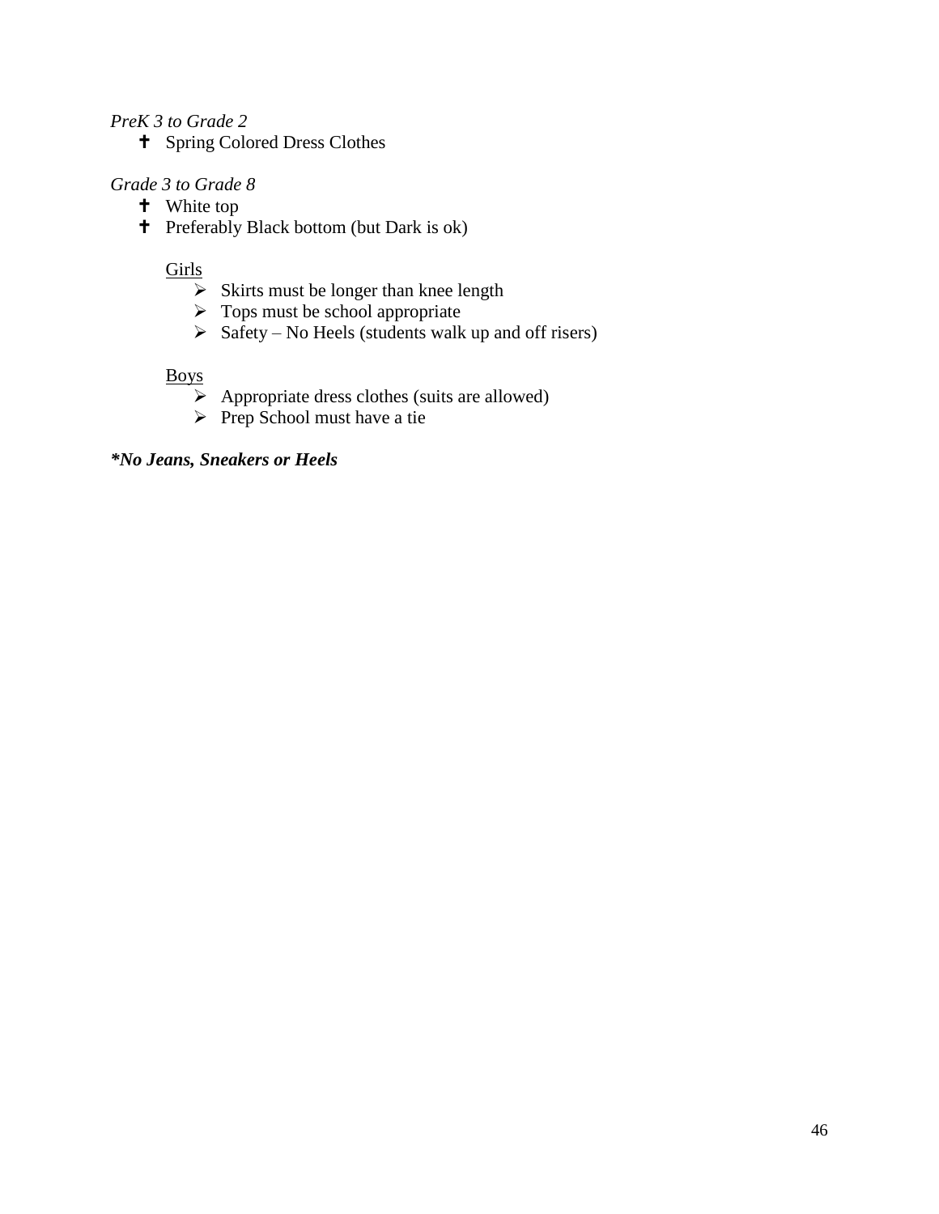*PreK 3 to Grade 2*

- Spring Colored Dress Clothes

*Grade 3 to Grade 8*

- White top
- Preferably Black bottom (but Dark is ok)

  Girls

  - Skirts must be longer than knee length
  - Tops must be school appropriate
  - Safety – No Heels (students walk up and off risers)

  Boys

  - Appropriate dress clothes (suits are allowed)
  - Prep School must have a tie

***No Jeans, Sneakers or Heels***